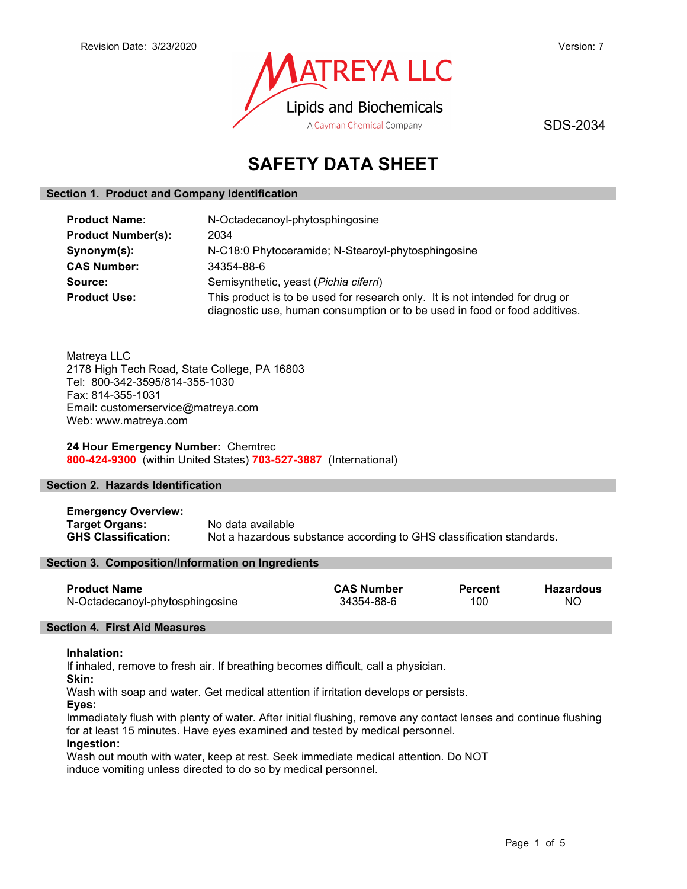Revision Date: 3/23/2020

Version: 7

MATREYA LLC
Lipids and Biochemicals
A Cayman Chemical Company

SDS-2034

# SAFETY DATA SHEET

## Section 1. Product and Company Identification

| | |
|---|---|
| **Product Name:** | N-Octadecanoyl-phytosphingosine |
| **Product Number(s):** | 2034 |
| **Synonym(s):** | N-C18:0 Phytoceramide; N-Stearoyl-phytosphingosine |
| **CAS Number:** | 34354-88-6 |
| **Source:** | Semisynthetic, yeast (*Pichia ciferri*) |
| **Product Use:** | This product is to be used for research only. It is not intended for drug or diagnostic use, human consumption or to be used in food or food additives. |

Matreya LLC
2178 High Tech Road, State College, PA 16803
Tel: 800-342-3595/814-355-1030
Fax: 814-355-1031
Email: customerservice@matreya.com
Web: www.matreya.com

**24 Hour Emergency Number:** Chemtrec
**800-424-9300** (within United States) **703-527-3887** (International)

## Section 2. Hazards Identification

**Emergency Overview:**

| | |
|---|---|
| **Target Organs:** | No data available |
| **GHS Classification:** | Not a hazardous substance according to GHS classification standards. |

## Section 3. Composition/Information on Ingredients

| Product Name | CAS Number | Percent | Hazardous |
|---|---|---|---|
| N-Octadecanoyl-phytosphingosine | 34354-88-6 | 100 | NO |

## Section 4. First Aid Measures

**Inhalation:**
If inhaled, remove to fresh air. If breathing becomes difficult, call a physician.

**Skin:**
Wash with soap and water. Get medical attention if irritation develops or persists.

**Eyes:**
Immediately flush with plenty of water. After initial flushing, remove any contact lenses and continue flushing for at least 15 minutes. Have eyes examined and tested by medical personnel.

**Ingestion:**
Wash out mouth with water, keep at rest. Seek immediate medical attention. Do NOT induce vomiting unless directed to do so by medical personnel.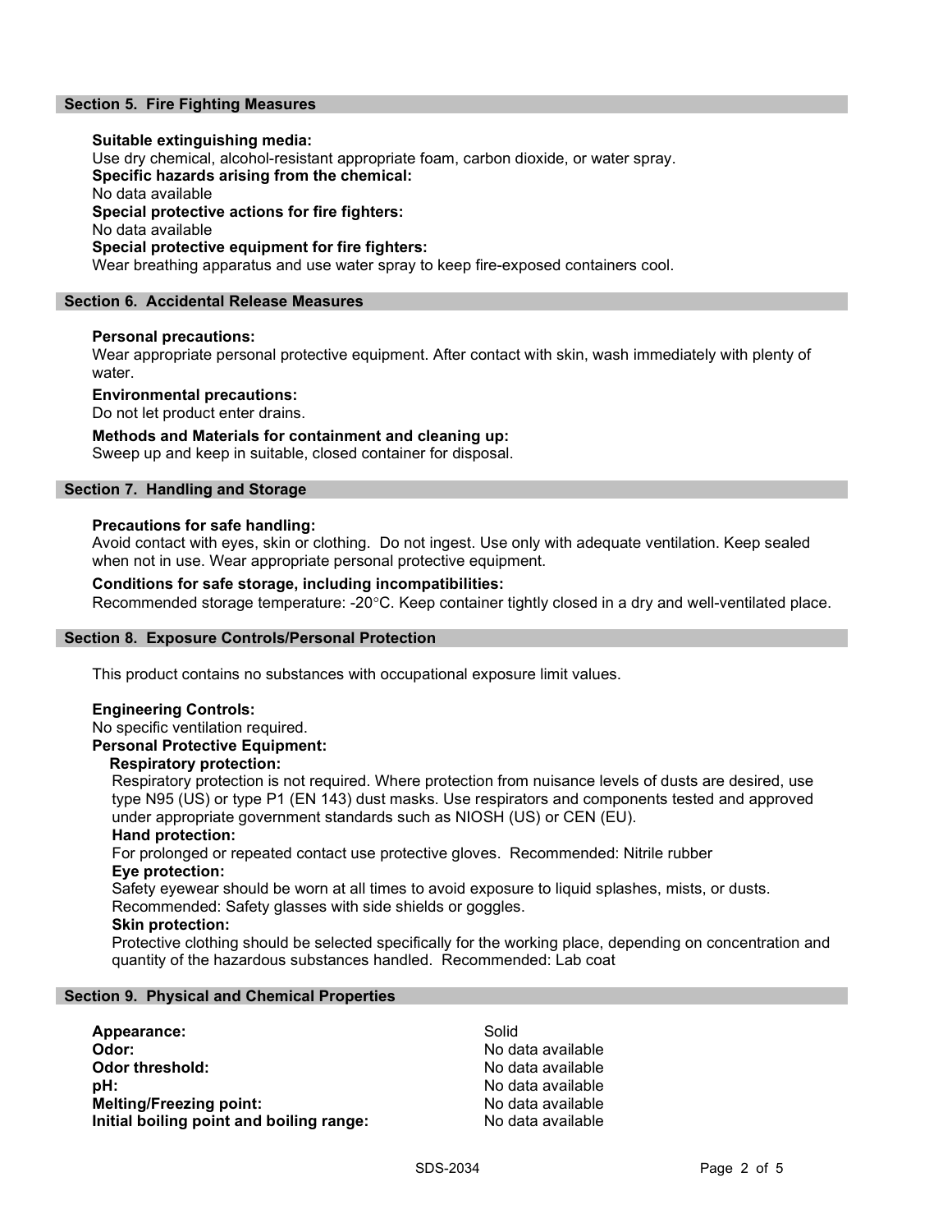## Section 5. Fire Fighting Measures

**Suitable extinguishing media:**
Use dry chemical, alcohol-resistant appropriate foam, carbon dioxide, or water spray.
**Specific hazards arising from the chemical:**
No data available
**Special protective actions for fire fighters:**
No data available
**Special protective equipment for fire fighters:**
Wear breathing apparatus and use water spray to keep fire-exposed containers cool.

## Section 6. Accidental Release Measures

**Personal precautions:**
Wear appropriate personal protective equipment. After contact with skin, wash immediately with plenty of water.

**Environmental precautions:**
Do not let product enter drains.

**Methods and Materials for containment and cleaning up:**
Sweep up and keep in suitable, closed container for disposal.

## Section 7. Handling and Storage

**Precautions for safe handling:**
Avoid contact with eyes, skin or clothing. Do not ingest. Use only with adequate ventilation. Keep sealed when not in use. Wear appropriate personal protective equipment.

**Conditions for safe storage, including incompatibilities:**
Recommended storage temperature: -20°C. Keep container tightly closed in a dry and well-ventilated place.

## Section 8. Exposure Controls/Personal Protection

This product contains no substances with occupational exposure limit values.

**Engineering Controls:**
No specific ventilation required.
**Personal Protective Equipment:**

**Respiratory protection:**
Respiratory protection is not required. Where protection from nuisance levels of dusts are desired, use type N95 (US) or type P1 (EN 143) dust masks. Use respirators and components tested and approved under appropriate government standards such as NIOSH (US) or CEN (EU).
**Hand protection:**
For prolonged or repeated contact use protective gloves. Recommended: Nitrile rubber
**Eye protection:**
Safety eyewear should be worn at all times to avoid exposure to liquid splashes, mists, or dusts. Recommended: Safety glasses with side shields or goggles.
**Skin protection:**
Protective clothing should be selected specifically for the working place, depending on concentration and quantity of the hazardous substances handled. Recommended: Lab coat

## Section 9. Physical and Chemical Properties

| | |
|---|---|
| **Appearance:** | Solid |
| **Odor:** | No data available |
| **Odor threshold:** | No data available |
| **pH:** | No data available |
| **Melting/Freezing point:** | No data available |
| **Initial boiling point and boiling range:** | No data available |

SDS-2034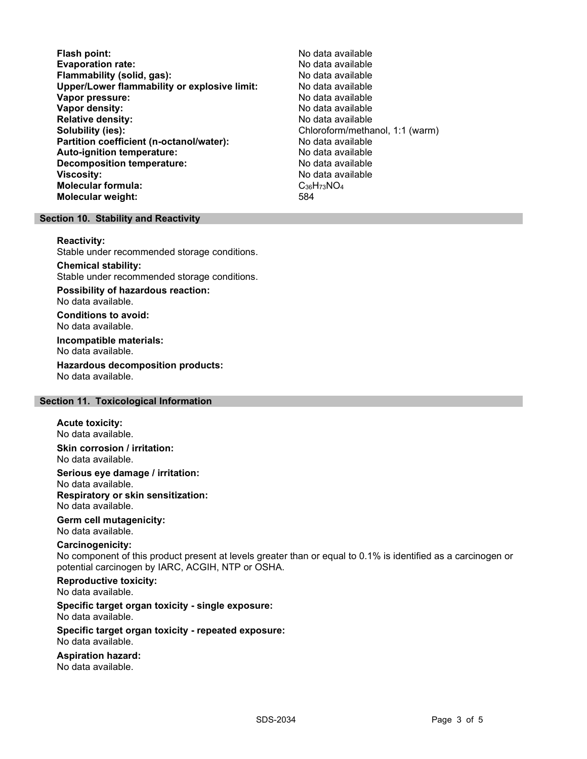| | |
|---|---|
| **Flash point:** | No data available |
| **Evaporation rate:** | No data available |
| **Flammability (solid, gas):** | No data available |
| **Upper/Lower flammability or explosive limit:** | No data available |
| **Vapor pressure:** | No data available |
| **Vapor density:** | No data available |
| **Relative density:** | No data available |
| **Solubility (ies):** | Chloroform/methanol, 1:1 (warm) |
| **Partition coefficient (n-octanol/water):** | No data available |
| **Auto-ignition temperature:** | No data available |
| **Decomposition temperature:** | No data available |
| **Viscosity:** | No data available |
| **Molecular formula:** | $C_{36}H_{73}NO_4$ |
| **Molecular weight:** | 584 |

## Section 10. Stability and Reactivity

**Reactivity:**
Stable under recommended storage conditions.

**Chemical stability:**
Stable under recommended storage conditions.

**Possibility of hazardous reaction:**
No data available.

**Conditions to avoid:**
No data available.

**Incompatible materials:**
No data available.

**Hazardous decomposition products:**
No data available.

## Section 11. Toxicological Information

**Acute toxicity:**
No data available.

**Skin corrosion / irritation:**
No data available.

**Serious eye damage / irritation:**
No data available.

**Respiratory or skin sensitization:**
No data available.

**Germ cell mutagenicity:**
No data available.

**Carcinogenicity:**
No component of this product present at levels greater than or equal to 0.1% is identified as a carcinogen or potential carcinogen by IARC, ACGIH, NTP or OSHA.

**Reproductive toxicity:**
No data available.

**Specific target organ toxicity - single exposure:**
No data available.

**Specific target organ toxicity - repeated exposure:**
No data available.

**Aspiration hazard:**
No data available.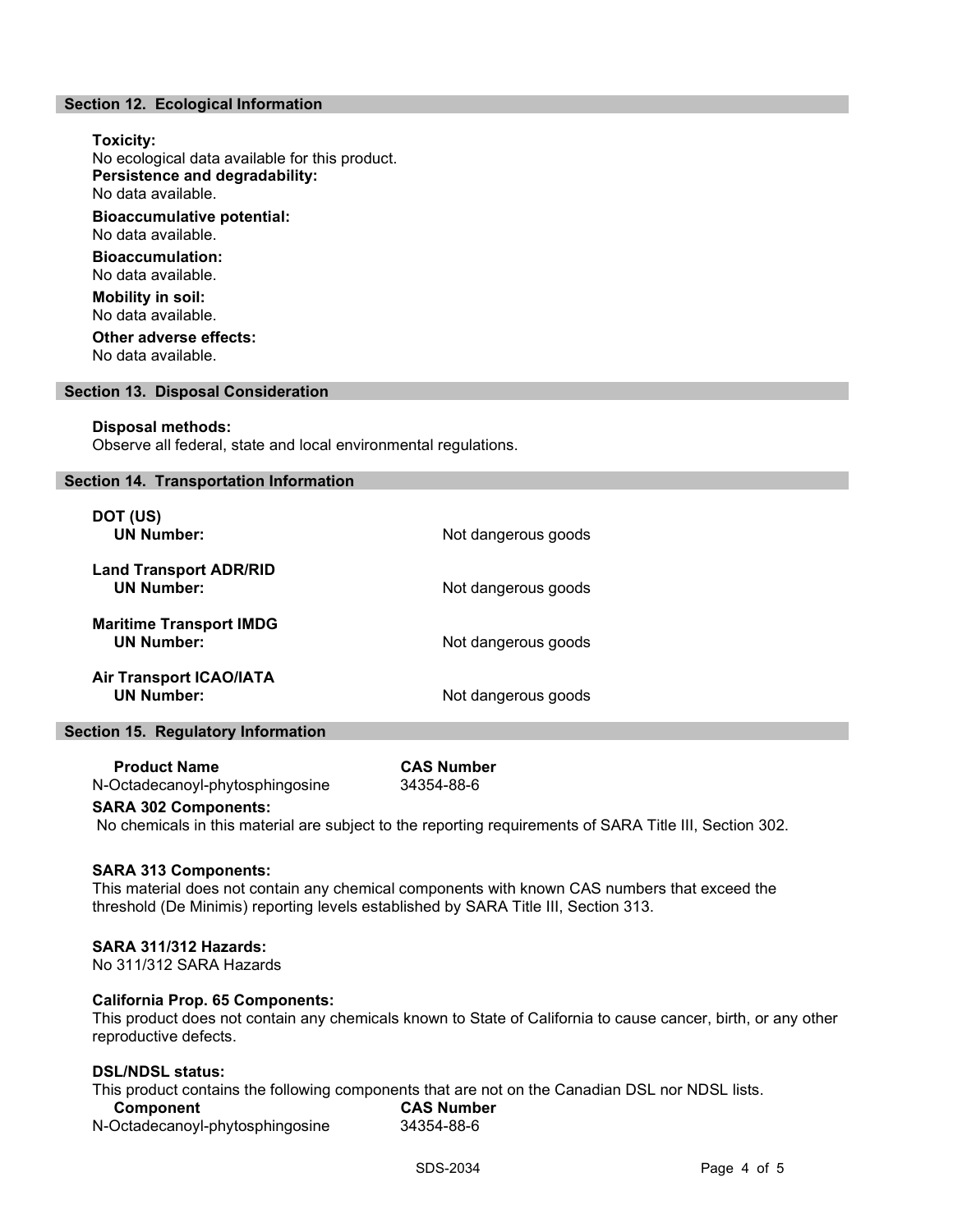## Section 12. Ecological Information

**Toxicity:**
No ecological data available for this product.

**Persistence and degradability:**
No data available.

**Bioaccumulative potential:**
No data available.

**Bioaccumulation:**
No data available.

**Mobility in soil:**
No data available.

**Other adverse effects:**
No data available.

## Section 13. Disposal Consideration

**Disposal methods:**
Observe all federal, state and local environmental regulations.

## Section 14. Transportation Information

| | |
|---|---|
| **DOT (US)** | |
| **UN Number:** | Not dangerous goods |
| **Land Transport ADR/RID** | |
| **UN Number:** | Not dangerous goods |
| **Maritime Transport IMDG** | |
| **UN Number:** | Not dangerous goods |
| **Air Transport ICAO/IATA** | |
| **UN Number:** | Not dangerous goods |

## Section 15. Regulatory Information

| Product Name | CAS Number |
|---|---|
| N-Octadecanoyl-phytosphingosine | 34354-88-6 |

**SARA 302 Components:**
No chemicals in this material are subject to the reporting requirements of SARA Title III, Section 302.

**SARA 313 Components:**
This material does not contain any chemical components with known CAS numbers that exceed the threshold (De Minimis) reporting levels established by SARA Title III, Section 313.

**SARA 311/312 Hazards:**
No 311/312 SARA Hazards

**California Prop. 65 Components:**
This product does not contain any chemicals known to State of California to cause cancer, birth, or any other reproductive defects.

**DSL/NDSL status:**
This product contains the following components that are not on the Canadian DSL nor NDSL lists.

| Component | CAS Number |
|---|---|
| N-Octadecanoyl-phytosphingosine | 34354-88-6 |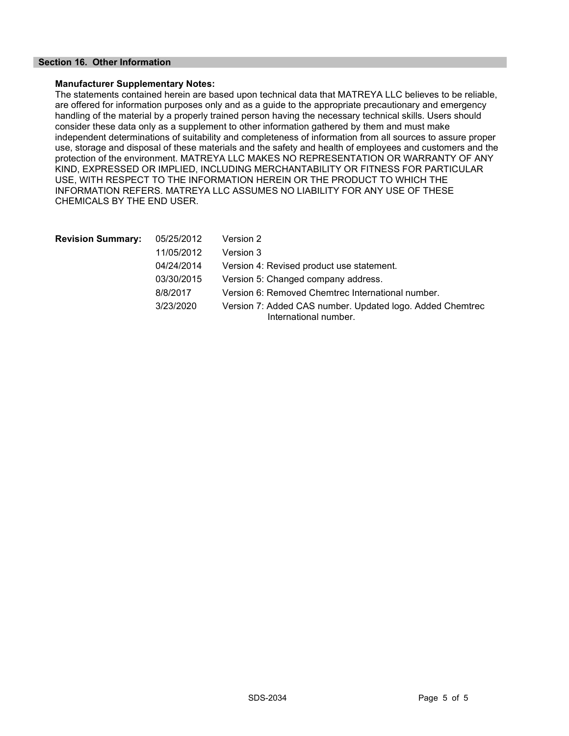## Section 16. Other Information

**Manufacturer Supplementary Notes:**
The statements contained herein are based upon technical data that MATREYA LLC believes to be reliable, are offered for information purposes only and as a guide to the appropriate precautionary and emergency handling of the material by a properly trained person having the necessary technical skills. Users should consider these data only as a supplement to other information gathered by them and must make independent determinations of suitability and completeness of information from all sources to assure proper use, storage and disposal of these materials and the safety and health of employees and customers and the protection of the environment. MATREYA LLC MAKES NO REPRESENTATION OR WARRANTY OF ANY KIND, EXPRESSED OR IMPLIED, INCLUDING MERCHANTABILITY OR FITNESS FOR PARTICULAR USE, WITH RESPECT TO THE INFORMATION HEREIN OR THE PRODUCT TO WHICH THE INFORMATION REFERS. MATREYA LLC ASSUMES NO LIABILITY FOR ANY USE OF THESE CHEMICALS BY THE END USER.

| | | |
|---|---|---|
| **Revision Summary:** | 05/25/2012 | Version 2 |
| | 11/05/2012 | Version 3 |
| | 04/24/2014 | Version 4: Revised product use statement. |
| | 03/30/2015 | Version 5: Changed company address. |
| | 8/8/2017 | Version 6: Removed Chemtrec International number. |
| | 3/23/2020 | Version 7: Added CAS number. Updated logo. Added Chemtrec International number. |

SDS-2034